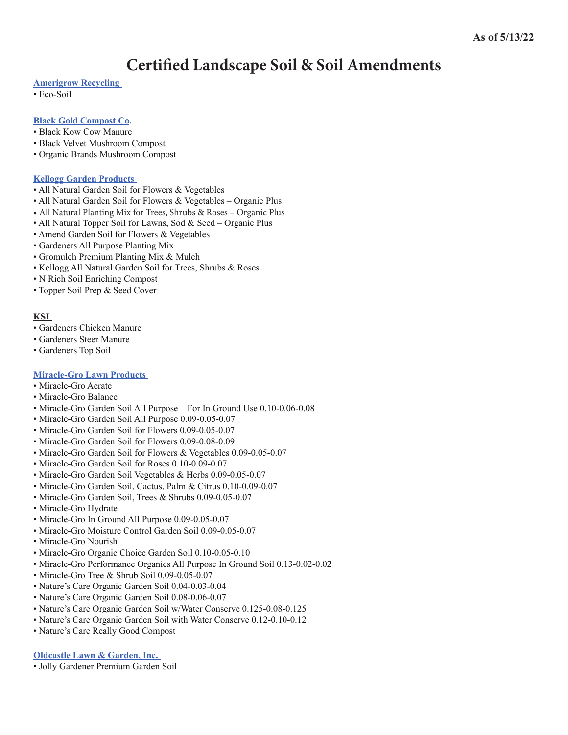As of 5/13/22

# Certified Landscape Soil & Soil Amendments

**Amerigrow Recycling**
- Eco-Soil

**Black Gold Compost Co.**
- Black Kow Cow Manure
- Black Velvet Mushroom Compost
- Organic Brands Mushroom Compost

**Kellogg Garden Products**
- All Natural Garden Soil for Flowers & Vegetables
- All Natural Garden Soil for Flowers & Vegetables – Organic Plus
- All Natural Planting Mix for Trees, Shrubs & Roses – Organic Plus
- All Natural Topper Soil for Lawns, Sod & Seed – Organic Plus
- Amend Garden Soil for Flowers & Vegetables
- Gardeners All Purpose Planting Mix
- Gromulch Premium Planting Mix & Mulch
- Kellogg All Natural Garden Soil for Trees, Shrubs & Roses
- N Rich Soil Enriching Compost
- Topper Soil Prep & Seed Cover

**KSI**
- Gardeners Chicken Manure
- Gardeners Steer Manure
- Gardeners Top Soil

**Miracle-Gro Lawn Products**
- Miracle-Gro Aerate
- Miracle-Gro Balance
- Miracle-Gro Garden Soil All Purpose – For In Ground Use 0.10-0.06-0.08
- Miracle-Gro Garden Soil All Purpose 0.09-0.05-0.07
- Miracle-Gro Garden Soil for Flowers 0.09-0.05-0.07
- Miracle-Gro Garden Soil for Flowers 0.09-0.08-0.09
- Miracle-Gro Garden Soil for Flowers & Vegetables 0.09-0.05-0.07
- Miracle-Gro Garden Soil for Roses 0.10-0.09-0.07
- Miracle-Gro Garden Soil Vegetables & Herbs 0.09-0.05-0.07
- Miracle-Gro Garden Soil, Cactus, Palm & Citrus 0.10-0.09-0.07
- Miracle-Gro Garden Soil, Trees & Shrubs 0.09-0.05-0.07
- Miracle-Gro Hydrate
- Miracle-Gro In Ground All Purpose 0.09-0.05-0.07
- Miracle-Gro Moisture Control Garden Soil 0.09-0.05-0.07
- Miracle-Gro Nourish
- Miracle-Gro Organic Choice Garden Soil 0.10-0.05-0.10
- Miracle-Gro Performance Organics All Purpose In Ground Soil 0.13-0.02-0.02
- Miracle-Gro Tree & Shrub Soil 0.09-0.05-0.07
- Nature's Care Organic Garden Soil 0.04-0.03-0.04
- Nature's Care Organic Garden Soil 0.08-0.06-0.07
- Nature's Care Organic Garden Soil w/Water Conserve 0.125-0.08-0.125
- Nature's Care Organic Garden Soil with Water Conserve 0.12-0.10-0.12
- Nature's Care Really Good Compost

**Oldcastle Lawn & Garden, Inc.**
- Jolly Gardener Premium Garden Soil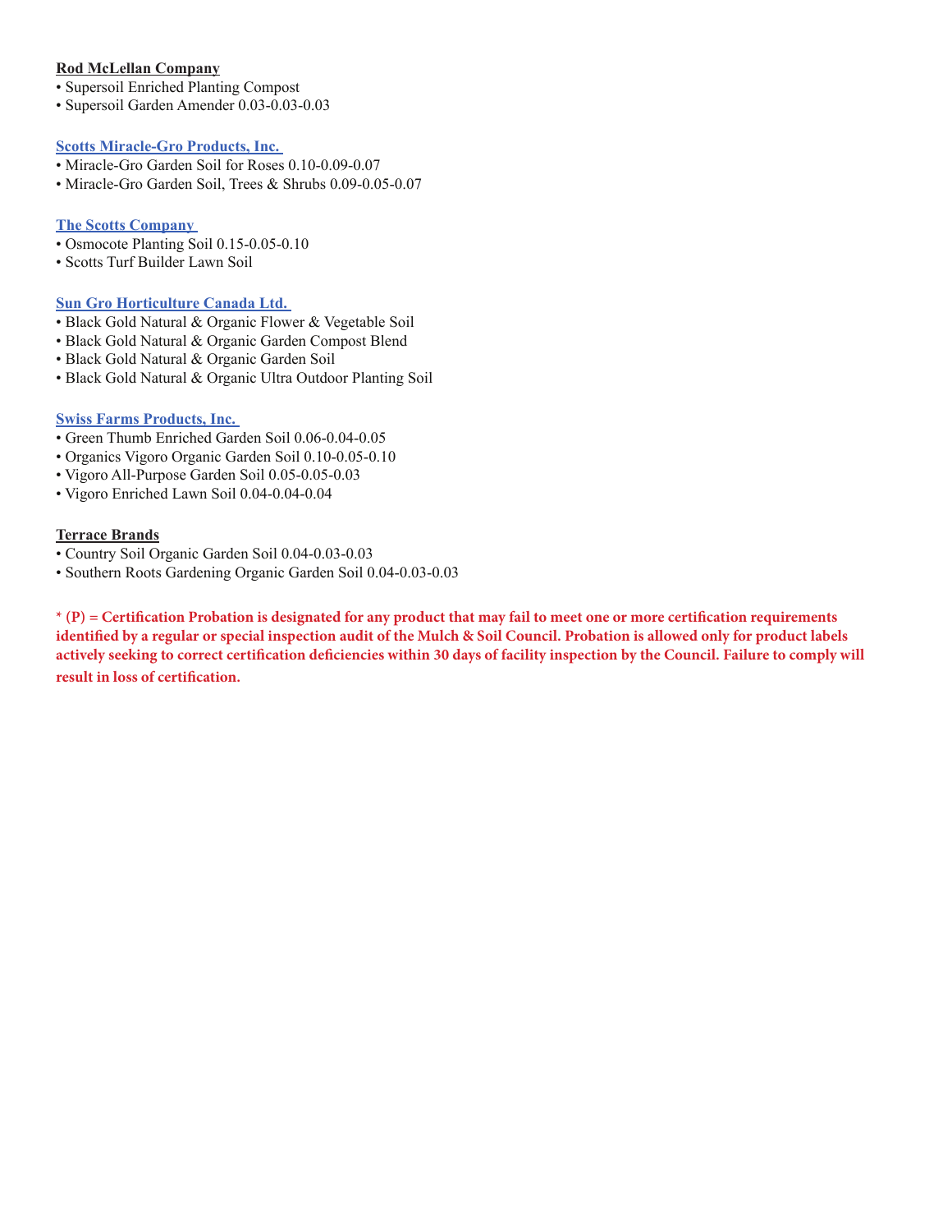**Rod McLellan Company**

- Supersoil Enriched Planting Compost
- Supersoil Garden Amender 0.03-0.03-0.03

**Scotts Miracle-Gro Products, Inc.**

- Miracle-Gro Garden Soil for Roses 0.10-0.09-0.07
- Miracle-Gro Garden Soil, Trees & Shrubs 0.09-0.05-0.07

**The Scotts Company**

- Osmocote Planting Soil 0.15-0.05-0.10
- Scotts Turf Builder Lawn Soil

**Sun Gro Horticulture Canada Ltd.**

- Black Gold Natural & Organic Flower & Vegetable Soil
- Black Gold Natural & Organic Garden Compost Blend
- Black Gold Natural & Organic Garden Soil
- Black Gold Natural & Organic Ultra Outdoor Planting Soil

**Swiss Farms Products, Inc.**

- Green Thumb Enriched Garden Soil 0.06-0.04-0.05
- Organics Vigoro Organic Garden Soil 0.10-0.05-0.10
- Vigoro All-Purpose Garden Soil 0.05-0.05-0.03
- Vigoro Enriched Lawn Soil 0.04-0.04-0.04

**Terrace Brands**

- Country Soil Organic Garden Soil 0.04-0.03-0.03
- Southern Roots Gardening Organic Garden Soil 0.04-0.03-0.03

**\* (P) = Certification Probation is designated for any product that may fail to meet one or more certification requirements identified by a regular or special inspection audit of the Mulch & Soil Council. Probation is allowed only for product labels actively seeking to correct certification deficiencies within 30 days of facility inspection by the Council. Failure to comply will result in loss of certification.**